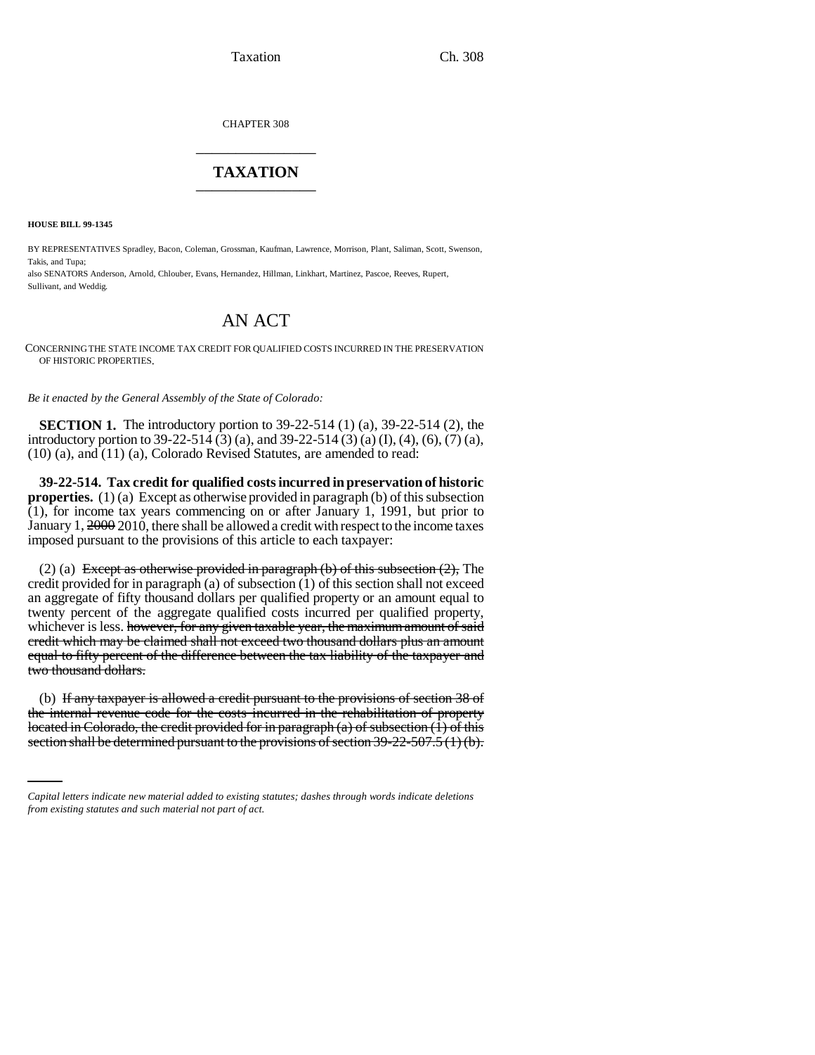CHAPTER 308

# TAXATION

**HOUSE BILL 99-1345**

BY REPRESENTATIVES Spradley, Bacon, Coleman, Grossman, Kaufman, Lawrence, Morrison, Plant, Saliman, Scott, Swenson, Takis, and Tupa;
also SENATORS Anderson, Arnold, Chlouber, Evans, Hernandez, Hillman, Linkhart, Martinez, Pascoe, Reeves, Rupert, Sullivant, and Weddig.

## AN ACT

CONCERNING THE STATE INCOME TAX CREDIT FOR QUALIFIED COSTS INCURRED IN THE PRESERVATION OF HISTORIC PROPERTIES.

*Be it enacted by the General Assembly of the State of Colorado:*

**SECTION 1.** The introductory portion to 39-22-514 (1) (a), 39-22-514 (2), the introductory portion to 39-22-514 (3) (a), and 39-22-514 (3) (a) (I), (4), (6), (7) (a), (10) (a), and (11) (a), Colorado Revised Statutes, are amended to read:

**39-22-514. Tax credit for qualified costs incurred in preservation of historic properties.** (1) (a) Except as otherwise provided in paragraph (b) of this subsection (1), for income tax years commencing on or after January 1, 1991, but prior to January 1, ~~2000~~ 2010, there shall be allowed a credit with respect to the income taxes imposed pursuant to the provisions of this article to each taxpayer:

(2) (a) ~~Except as otherwise provided in paragraph (b) of this subsection (2),~~ The credit provided for in paragraph (a) of subsection (1) of this section shall not exceed an aggregate of fifty thousand dollars per qualified property or an amount equal to twenty percent of the aggregate qualified costs incurred per qualified property, whichever is less. ~~however, for any given taxable year, the maximum amount of said credit which may be claimed shall not exceed two thousand dollars plus an amount equal to fifty percent of the difference between the tax liability of the taxpayer and two thousand dollars.~~

(b) ~~If any taxpayer is allowed a credit pursuant to the provisions of section 38 of the internal revenue code for the costs incurred in the rehabilitation of property located in Colorado, the credit provided for in paragraph (a) of subsection (1) of this section shall be determined pursuant to the provisions of section 39-22-507.5 (1) (b).~~

*Capital letters indicate new material added to existing statutes; dashes through words indicate deletions from existing statutes and such material not part of act.*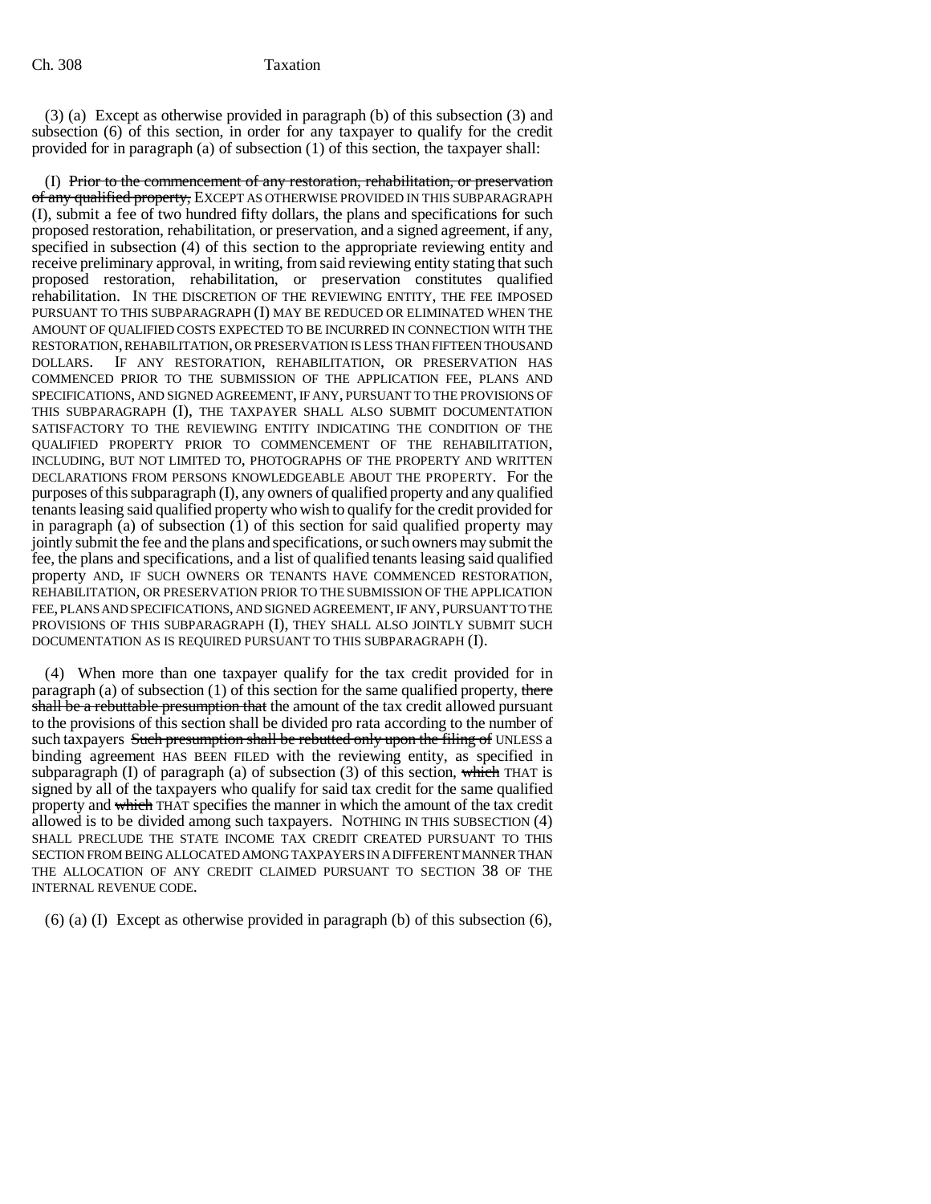(3) (a) Except as otherwise provided in paragraph (b) of this subsection (3) and subsection (6) of this section, in order for any taxpayer to qualify for the credit provided for in paragraph (a) of subsection (1) of this section, the taxpayer shall:

(I) ~~Prior to the commencement of any restoration, rehabilitation, or preservation of any qualified property,~~ EXCEPT AS OTHERWISE PROVIDED IN THIS SUBPARAGRAPH (I), submit a fee of two hundred fifty dollars, the plans and specifications for such proposed restoration, rehabilitation, or preservation, and a signed agreement, if any, specified in subsection (4) of this section to the appropriate reviewing entity and receive preliminary approval, in writing, from said reviewing entity stating that such proposed restoration, rehabilitation, or preservation constitutes qualified rehabilitation. IN THE DISCRETION OF THE REVIEWING ENTITY, THE FEE IMPOSED PURSUANT TO THIS SUBPARAGRAPH (I) MAY BE REDUCED OR ELIMINATED WHEN THE AMOUNT OF QUALIFIED COSTS EXPECTED TO BE INCURRED IN CONNECTION WITH THE RESTORATION, REHABILITATION, OR PRESERVATION IS LESS THAN FIFTEEN THOUSAND DOLLARS. IF ANY RESTORATION, REHABILITATION, OR PRESERVATION HAS COMMENCED PRIOR TO THE SUBMISSION OF THE APPLICATION FEE, PLANS AND SPECIFICATIONS, AND SIGNED AGREEMENT, IF ANY, PURSUANT TO THE PROVISIONS OF THIS SUBPARAGRAPH (I), THE TAXPAYER SHALL ALSO SUBMIT DOCUMENTATION SATISFACTORY TO THE REVIEWING ENTITY INDICATING THE CONDITION OF THE QUALIFIED PROPERTY PRIOR TO COMMENCEMENT OF THE REHABILITATION, INCLUDING, BUT NOT LIMITED TO, PHOTOGRAPHS OF THE PROPERTY AND WRITTEN DECLARATIONS FROM PERSONS KNOWLEDGEABLE ABOUT THE PROPERTY. For the purposes of this subparagraph (I), any owners of qualified property and any qualified tenants leasing said qualified property who wish to qualify for the credit provided for in paragraph (a) of subsection (1) of this section for said qualified property may jointly submit the fee and the plans and specifications, or such owners may submit the fee, the plans and specifications, and a list of qualified tenants leasing said qualified property AND, IF SUCH OWNERS OR TENANTS HAVE COMMENCED RESTORATION, REHABILITATION, OR PRESERVATION PRIOR TO THE SUBMISSION OF THE APPLICATION FEE, PLANS AND SPECIFICATIONS, AND SIGNED AGREEMENT, IF ANY, PURSUANT TO THE PROVISIONS OF THIS SUBPARAGRAPH (I), THEY SHALL ALSO JOINTLY SUBMIT SUCH DOCUMENTATION AS IS REQUIRED PURSUANT TO THIS SUBPARAGRAPH (I).

(4) When more than one taxpayer qualify for the tax credit provided for in paragraph (a) of subsection (1) of this section for the same qualified property, ~~there shall be a rebuttable presumption that~~ the amount of the tax credit allowed pursuant to the provisions of this section shall be divided pro rata according to the number of such taxpayers ~~Such presumption shall be rebutted only upon the filing of~~ UNLESS a binding agreement HAS BEEN FILED with the reviewing entity, as specified in subparagraph (I) of paragraph (a) of subsection (3) of this section, ~~which~~ THAT is signed by all of the taxpayers who qualify for said tax credit for the same qualified property and ~~which~~ THAT specifies the manner in which the amount of the tax credit allowed is to be divided among such taxpayers. NOTHING IN THIS SUBSECTION (4) SHALL PRECLUDE THE STATE INCOME TAX CREDIT CREATED PURSUANT TO THIS SECTION FROM BEING ALLOCATED AMONG TAXPAYERS IN A DIFFERENT MANNER THAN THE ALLOCATION OF ANY CREDIT CLAIMED PURSUANT TO SECTION 38 OF THE INTERNAL REVENUE CODE.

(6) (a) (I) Except as otherwise provided in paragraph (b) of this subsection (6),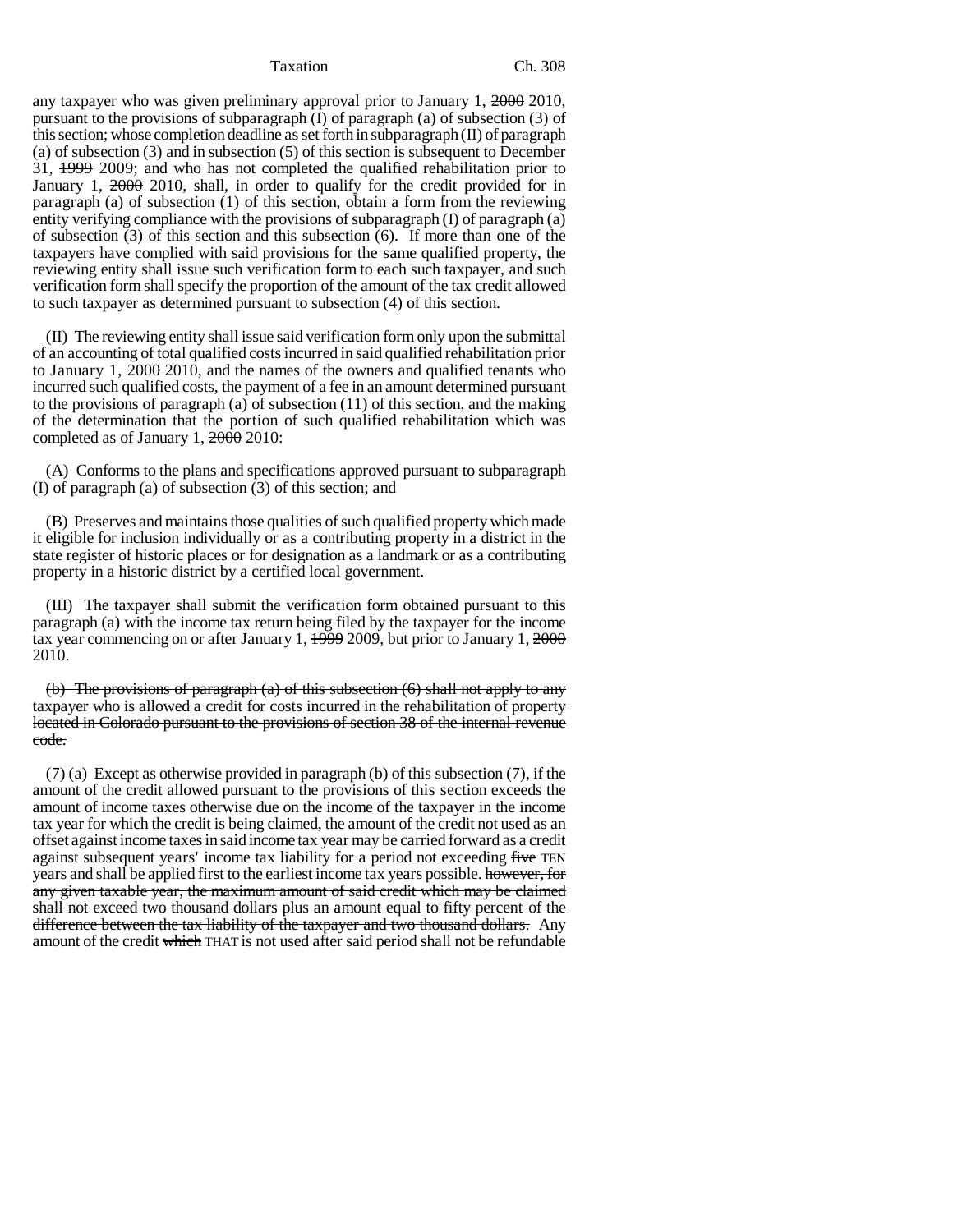any taxpayer who was given preliminary approval prior to January 1, ~~2000~~ 2010, pursuant to the provisions of subparagraph (I) of paragraph (a) of subsection (3) of this section; whose completion deadline as set forth in subparagraph (II) of paragraph (a) of subsection (3) and in subsection (5) of this section is subsequent to December 31, ~~1999~~ 2009; and who has not completed the qualified rehabilitation prior to January 1, ~~2000~~ 2010, shall, in order to qualify for the credit provided for in paragraph (a) of subsection (1) of this section, obtain a form from the reviewing entity verifying compliance with the provisions of subparagraph (I) of paragraph (a) of subsection (3) of this section and this subsection (6). If more than one of the taxpayers have complied with said provisions for the same qualified property, the reviewing entity shall issue such verification form to each such taxpayer, and such verification form shall specify the proportion of the amount of the tax credit allowed to such taxpayer as determined pursuant to subsection (4) of this section.

(II) The reviewing entity shall issue said verification form only upon the submittal of an accounting of total qualified costs incurred in said qualified rehabilitation prior to January 1, ~~2000~~ 2010, and the names of the owners and qualified tenants who incurred such qualified costs, the payment of a fee in an amount determined pursuant to the provisions of paragraph (a) of subsection (11) of this section, and the making of the determination that the portion of such qualified rehabilitation which was completed as of January 1, ~~2000~~ 2010:

(A) Conforms to the plans and specifications approved pursuant to subparagraph (I) of paragraph (a) of subsection (3) of this section; and

(B) Preserves and maintains those qualities of such qualified property which made it eligible for inclusion individually or as a contributing property in a district in the state register of historic places or for designation as a landmark or as a contributing property in a historic district by a certified local government.

(III) The taxpayer shall submit the verification form obtained pursuant to this paragraph (a) with the income tax return being filed by the taxpayer for the income tax year commencing on or after January 1, ~~1999~~ 2009, but prior to January 1, ~~2000~~ 2010.

~~(b) The provisions of paragraph (a) of this subsection (6) shall not apply to any taxpayer who is allowed a credit for costs incurred in the rehabilitation of property located in Colorado pursuant to the provisions of section 38 of the internal revenue code.~~

(7) (a) Except as otherwise provided in paragraph (b) of this subsection (7), if the amount of the credit allowed pursuant to the provisions of this section exceeds the amount of income taxes otherwise due on the income of the taxpayer in the income tax year for which the credit is being claimed, the amount of the credit not used as an offset against income taxes in said income tax year may be carried forward as a credit against subsequent years' income tax liability for a period not exceeding ~~five~~ TEN years and shall be applied first to the earliest income tax years possible. ~~however, for any given taxable year, the maximum amount of said credit which may be claimed shall not exceed two thousand dollars plus an amount equal to fifty percent of the difference between the tax liability of the taxpayer and two thousand dollars.~~ Any amount of the credit ~~which~~ THAT is not used after said period shall not be refundable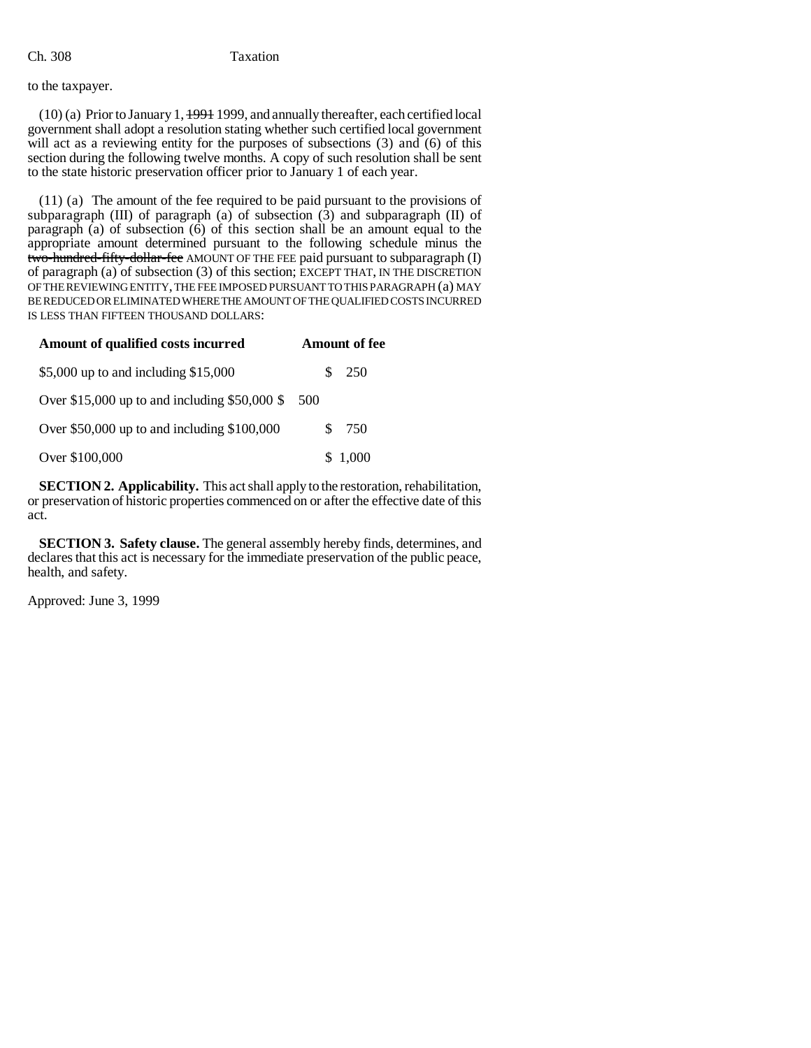to the taxpayer.

(10) (a) Prior to January 1, ~~1991~~ 1999, and annually thereafter, each certified local government shall adopt a resolution stating whether such certified local government will act as a reviewing entity for the purposes of subsections (3) and (6) of this section during the following twelve months. A copy of such resolution shall be sent to the state historic preservation officer prior to January 1 of each year.

(11) (a) The amount of the fee required to be paid pursuant to the provisions of subparagraph (III) of paragraph (a) of subsection (3) and subparagraph (II) of paragraph (a) of subsection (6) of this section shall be an amount equal to the appropriate amount determined pursuant to the following schedule minus the ~~two-hundred-fifty-dollar-fee~~ AMOUNT OF THE FEE paid pursuant to subparagraph (I) of paragraph (a) of subsection (3) of this section; EXCEPT THAT, IN THE DISCRETION OF THE REVIEWING ENTITY, THE FEE IMPOSED PURSUANT TO THIS PARAGRAPH (a) MAY BE REDUCED OR ELIMINATED WHERE THE AMOUNT OF THE QUALIFIED COSTS INCURRED IS LESS THAN FIFTEEN THOUSAND DOLLARS:

| Amount of qualified costs incurred | Amount of fee |
|---|---|
| $5,000 up to and including $15,000 | $ 250 |
| Over $15,000 up to and including $50,000 | $ 500 |
| Over $50,000 up to and including $100,000 | $ 750 |
| Over $100,000 | $ 1,000 |

**SECTION 2. Applicability.** This act shall apply to the restoration, rehabilitation, or preservation of historic properties commenced on or after the effective date of this act.

**SECTION 3. Safety clause.** The general assembly hereby finds, determines, and declares that this act is necessary for the immediate preservation of the public peace, health, and safety.

Approved: June 3, 1999